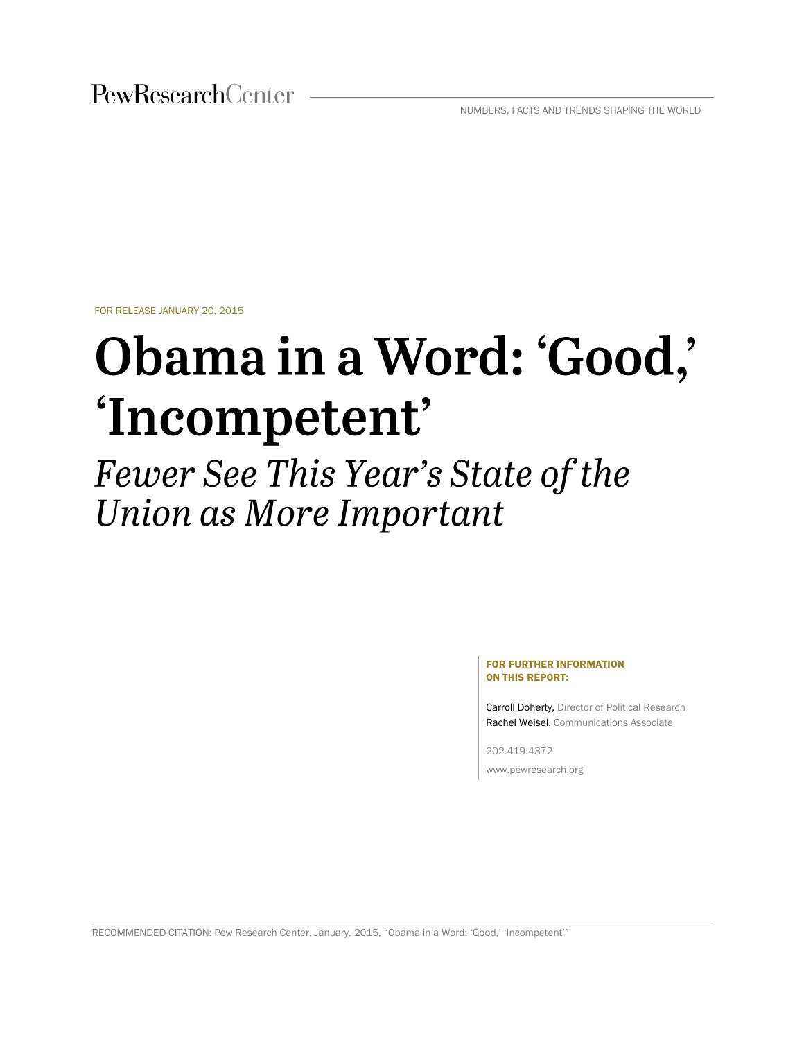PewResearchCenter

NUMBERS, FACTS AND TRENDS SHAPING THE WORLD

FOR RELEASE JANUARY 20, 2015

# Obama in a Word: 'Good,' 'Incompetent'

*Fewer See This Year's State of the Union as More Important*

**FOR FURTHER INFORMATION ON THIS REPORT:**

Carroll Doherty, Director of Political Research
Rachel Weisel, Communications Associate

202.419.4372

www.pewresearch.org

RECOMMENDED CITATION: Pew Research Center, January, 2015, "Obama in a Word: 'Good,' 'Incompetent'"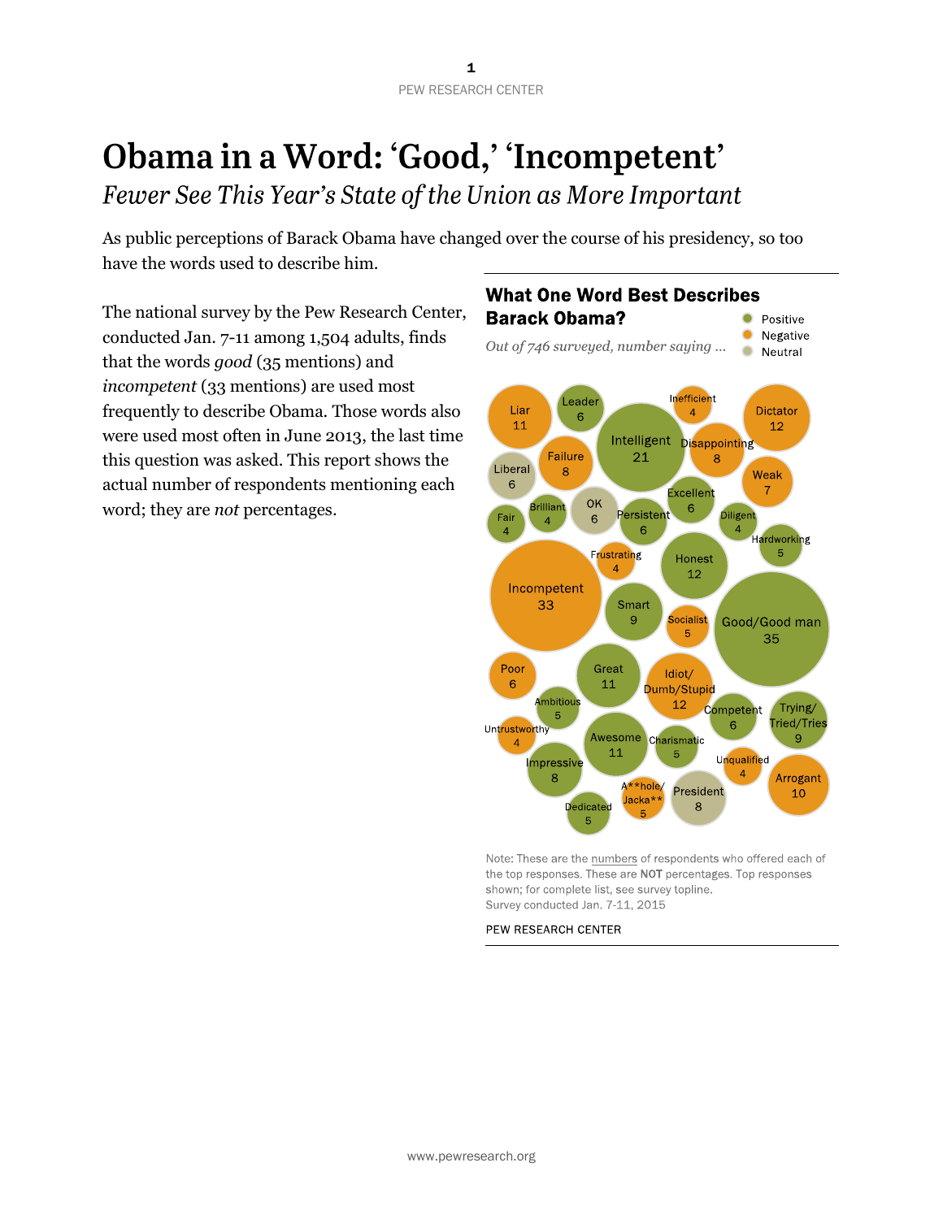# Obama in a Word: 'Good,' 'Incompetent'

*Fewer See This Year's State of the Union as More Important*

As public perceptions of Barack Obama have changed over the course of his presidency, so too have the words used to describe him.

The national survey by the Pew Research Center, conducted Jan. 7-11 among 1,504 adults, finds that the words *good* (35 mentions) and *incompetent* (33 mentions) are used most frequently to describe Obama. Those words also were used most often in June 2013, the last time this question was asked. This report shows the actual number of respondents mentioning each word; they are *not* percentages.

**What One Word Best Describes Barack Obama?**

*Out of 746 surveyed, number saying …*

| Word | Number | Category |
|---|---|---|
| Good/Good man | 35 | Positive |
| Incompetent | 33 | Negative |
| Intelligent | 21 | Positive |
| Dictator | 12 | Negative |
| Honest | 12 | Positive |
| Idiot/Dumb/Stupid | 12 | Negative |
| Liar | 11 | Negative |
| Great | 11 | Positive |
| Awesome | 11 | Positive |
| Arrogant | 10 | Negative |
| Smart | 9 | Positive |
| Trying/Tried/Tries | 9 | Positive |
| Failure | 8 | Negative |
| Disappointing | 8 | Negative |
| Impressive | 8 | Positive |
| President | 8 | Neutral |
| Weak | 7 | Negative |
| Leader | 6 | Positive |
| Liberal | 6 | Neutral |
| OK | 6 | Neutral |
| Persistent | 6 | Positive |
| Excellent | 6 | Positive |
| Poor | 6 | Negative |
| Competent | 6 | Positive |
| Hardworking | 5 | Positive |
| Socialist | 5 | Negative |
| Ambitious | 5 | Positive |
| Charismatic | 5 | Positive |
| A**hole/Jacka** | 5 | Negative |
| Dedicated | 5 | Positive |
| Inefficient | 4 | Negative |
| Fair | 4 | Positive |
| Brilliant | 4 | Positive |
| Diligent | 4 | Positive |
| Frustrating | 4 | Negative |
| Untrustworthy | 4 | Negative |
| Unqualified | 4 | Negative |

Note: These are the numbers of respondents who offered each of the top responses. These are **NOT** percentages. Top responses shown; for complete list, see survey topline.
Survey conducted Jan. 7-11, 2015

PEW RESEARCH CENTER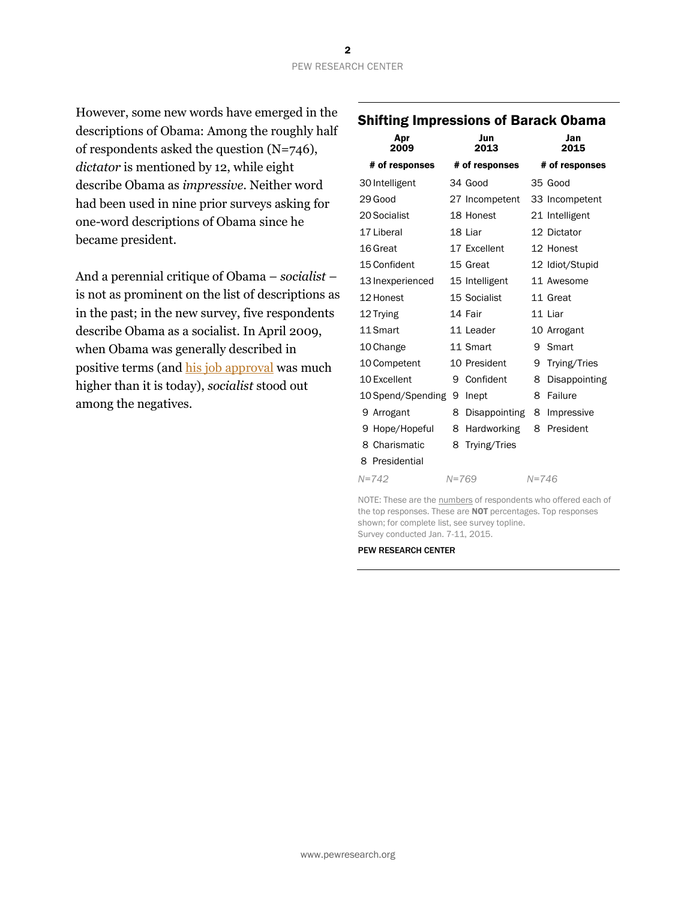However, some new words have emerged in the descriptions of Obama: Among the roughly half of respondents asked the question (N=746), *dictator* is mentioned by 12, while eight describe Obama as *impressive*. Neither word had been used in nine prior surveys asking for one-word descriptions of Obama since he became president.

And a perennial critique of Obama – *socialist* – is not as prominent on the list of descriptions as in the past; in the new survey, five respondents describe Obama as a socialist. In April 2009, when Obama was generally described in positive terms (and his job approval was much higher than it is today), *socialist* stood out among the negatives.

## Shifting Impressions of Barack Obama

| Apr 2009 | | Jun 2013 | | Jan 2015 | |
|---|---|---|---|---|---|
| **# of responses** | | **# of responses** | | **# of responses** | |
| 30 | Intelligent | 34 | Good | 35 | Good |
| 29 | Good | 27 | Incompetent | 33 | Incompetent |
| 20 | Socialist | 18 | Honest | 21 | Intelligent |
| 17 | Liberal | 18 | Liar | 12 | Dictator |
| 16 | Great | 17 | Excellent | 12 | Honest |
| 15 | Confident | 15 | Great | 12 | Idiot/Stupid |
| 13 | Inexperienced | 15 | Intelligent | 11 | Awesome |
| 12 | Honest | 15 | Socialist | 11 | Great |
| 12 | Trying | 14 | Fair | 11 | Liar |
| 11 | Smart | 11 | Leader | 10 | Arrogant |
| 10 | Change | 11 | Smart | 9 | Smart |
| 10 | Competent | 10 | President | 9 | Trying/Tries |
| 10 | Excellent | 9 | Confident | 8 | Disappointing |
| 10 | Spend/Spending | 9 | Inept | 8 | Failure |
| 9 | Arrogant | 8 | Disappointing | 8 | Impressive |
| 9 | Hope/Hopeful | 8 | Hardworking | 8 | President |
| 8 | Charismatic | 8 | Trying/Tries | | |
| 8 | Presidential | | | | |
| *N=742* | | *N=769* | | *N=746* | |

NOTE: These are the numbers of respondents who offered each of the top responses. These are **NOT** percentages. Top responses shown; for complete list, see survey topline.
Survey conducted Jan. 7-11, 2015.

PEW RESEARCH CENTER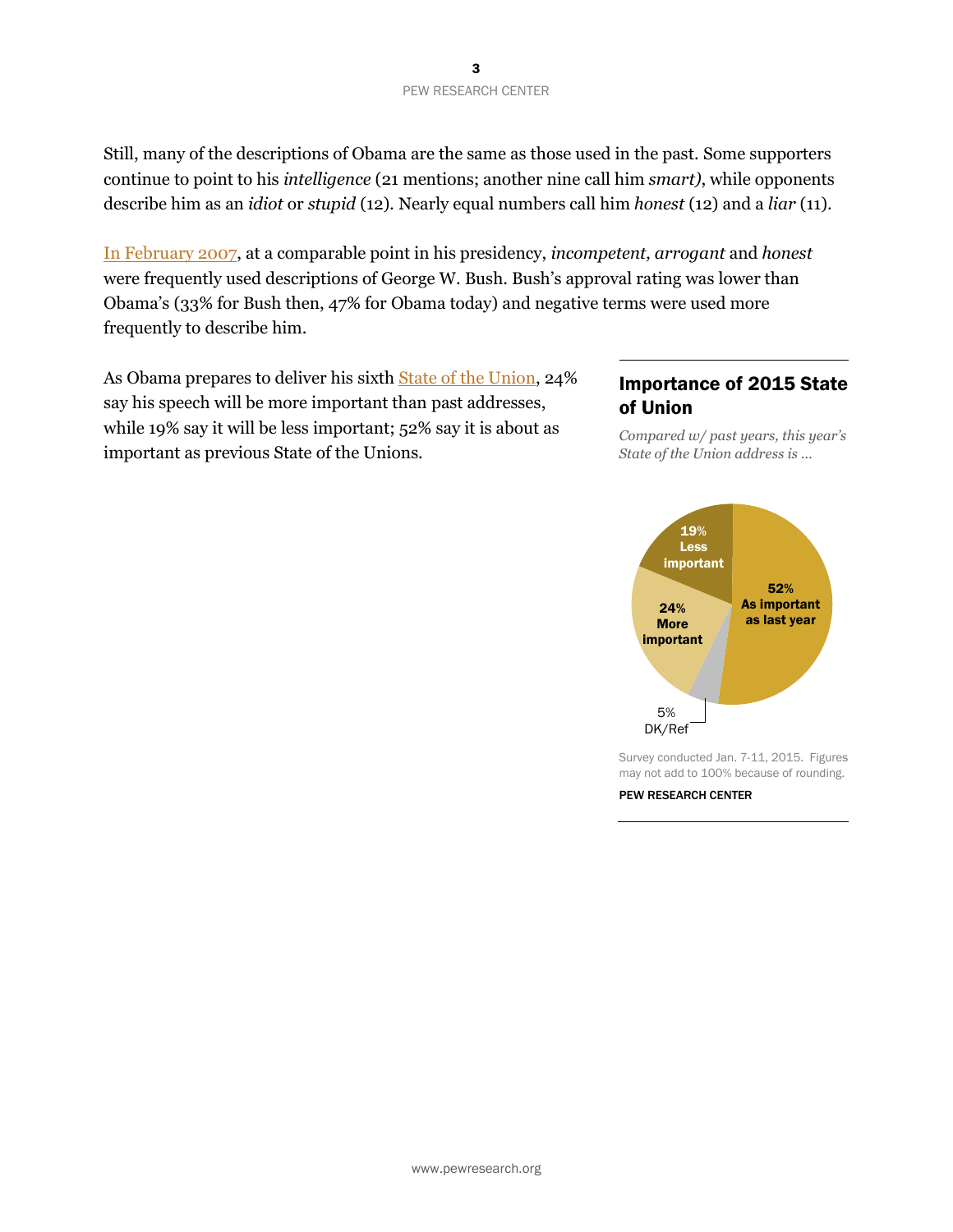Still, many of the descriptions of Obama are the same as those used in the past. Some supporters continue to point to his *intelligence* (21 mentions; another nine call him *smart)*, while opponents describe him as an *idiot* or *stupid* (12). Nearly equal numbers call him *honest* (12) and a *liar* (11).

In February 2007, at a comparable point in his presidency, *incompetent, arrogant* and *honest* were frequently used descriptions of George W. Bush. Bush's approval rating was lower than Obama's (33% for Bush then, 47% for Obama today) and negative terms were used more frequently to describe him.

As Obama prepares to deliver his sixth State of the Union, 24% say his speech will be more important than past addresses, while 19% say it will be less important; 52% say it is about as important as previous State of the Unions.

### Importance of 2015 State of Union

*Compared w/ past years, this year's State of the Union address is ...*

| Response | % |
|---|---|
| As important as last year | 52% |
| More important | 24% |
| Less important | 19% |
| DK/Ref | 5% |

Survey conducted Jan. 7-11, 2015. Figures may not add to 100% because of rounding.

PEW RESEARCH CENTER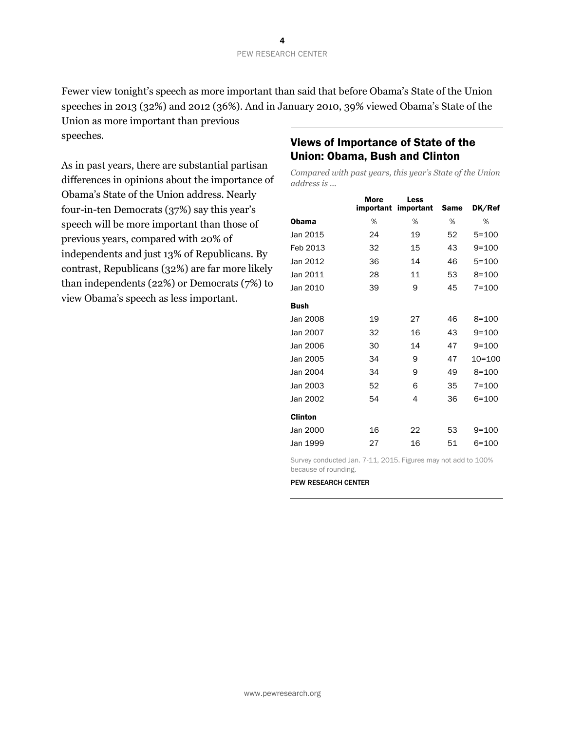Fewer view tonight's speech as more important than said that before Obama's State of the Union speeches in 2013 (32%) and 2012 (36%). And in January 2010, 39% viewed Obama's State of the Union as more important than previous speeches.

As in past years, there are substantial partisan differences in opinions about the importance of Obama's State of the Union address. Nearly four-in-ten Democrats (37%) say this year's speech will be more important than those of previous years, compared with 20% of independents and just 13% of Republicans. By contrast, Republicans (32%) are far more likely than independents (22%) or Democrats (7%) to view Obama's speech as less important.

## Views of Importance of State of the Union: Obama, Bush and Clinton

*Compared with past years, this year's State of the Union address is ...*

| | More important | Less important | Same | DK/Ref |
|---|---|---|---|---|
| **Obama** | % | % | % | % |
| Jan 2015 | 24 | 19 | 52 | 5=100 |
| Feb 2013 | 32 | 15 | 43 | 9=100 |
| Jan 2012 | 36 | 14 | 46 | 5=100 |
| Jan 2011 | 28 | 11 | 53 | 8=100 |
| Jan 2010 | 39 | 9 | 45 | 7=100 |
| **Bush** | | | | |
| Jan 2008 | 19 | 27 | 46 | 8=100 |
| Jan 2007 | 32 | 16 | 43 | 9=100 |
| Jan 2006 | 30 | 14 | 47 | 9=100 |
| Jan 2005 | 34 | 9 | 47 | 10=100 |
| Jan 2004 | 34 | 9 | 49 | 8=100 |
| Jan 2003 | 52 | 6 | 35 | 7=100 |
| Jan 2002 | 54 | 4 | 36 | 6=100 |
| **Clinton** | | | | |
| Jan 2000 | 16 | 22 | 53 | 9=100 |
| Jan 1999 | 27 | 16 | 51 | 6=100 |

Survey conducted Jan. 7-11, 2015. Figures may not add to 100% because of rounding.

PEW RESEARCH CENTER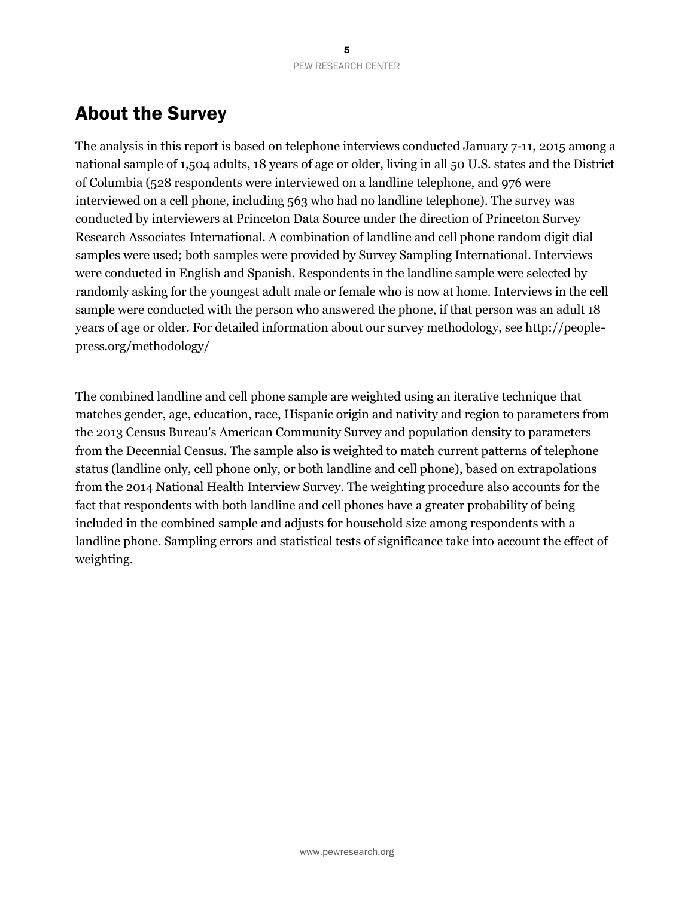## About the Survey

The analysis in this report is based on telephone interviews conducted January 7-11, 2015 among a national sample of 1,504 adults, 18 years of age or older, living in all 50 U.S. states and the District of Columbia (528 respondents were interviewed on a landline telephone, and 976 were interviewed on a cell phone, including 563 who had no landline telephone). The survey was conducted by interviewers at Princeton Data Source under the direction of Princeton Survey Research Associates International. A combination of landline and cell phone random digit dial samples were used; both samples were provided by Survey Sampling International. Interviews were conducted in English and Spanish. Respondents in the landline sample were selected by randomly asking for the youngest adult male or female who is now at home. Interviews in the cell sample were conducted with the person who answered the phone, if that person was an adult 18 years of age or older. For detailed information about our survey methodology, see http://people-press.org/methodology/

The combined landline and cell phone sample are weighted using an iterative technique that matches gender, age, education, race, Hispanic origin and nativity and region to parameters from the 2013 Census Bureau's American Community Survey and population density to parameters from the Decennial Census. The sample also is weighted to match current patterns of telephone status (landline only, cell phone only, or both landline and cell phone), based on extrapolations from the 2014 National Health Interview Survey. The weighting procedure also accounts for the fact that respondents with both landline and cell phones have a greater probability of being included in the combined sample and adjusts for household size among respondents with a landline phone. Sampling errors and statistical tests of significance take into account the effect of weighting.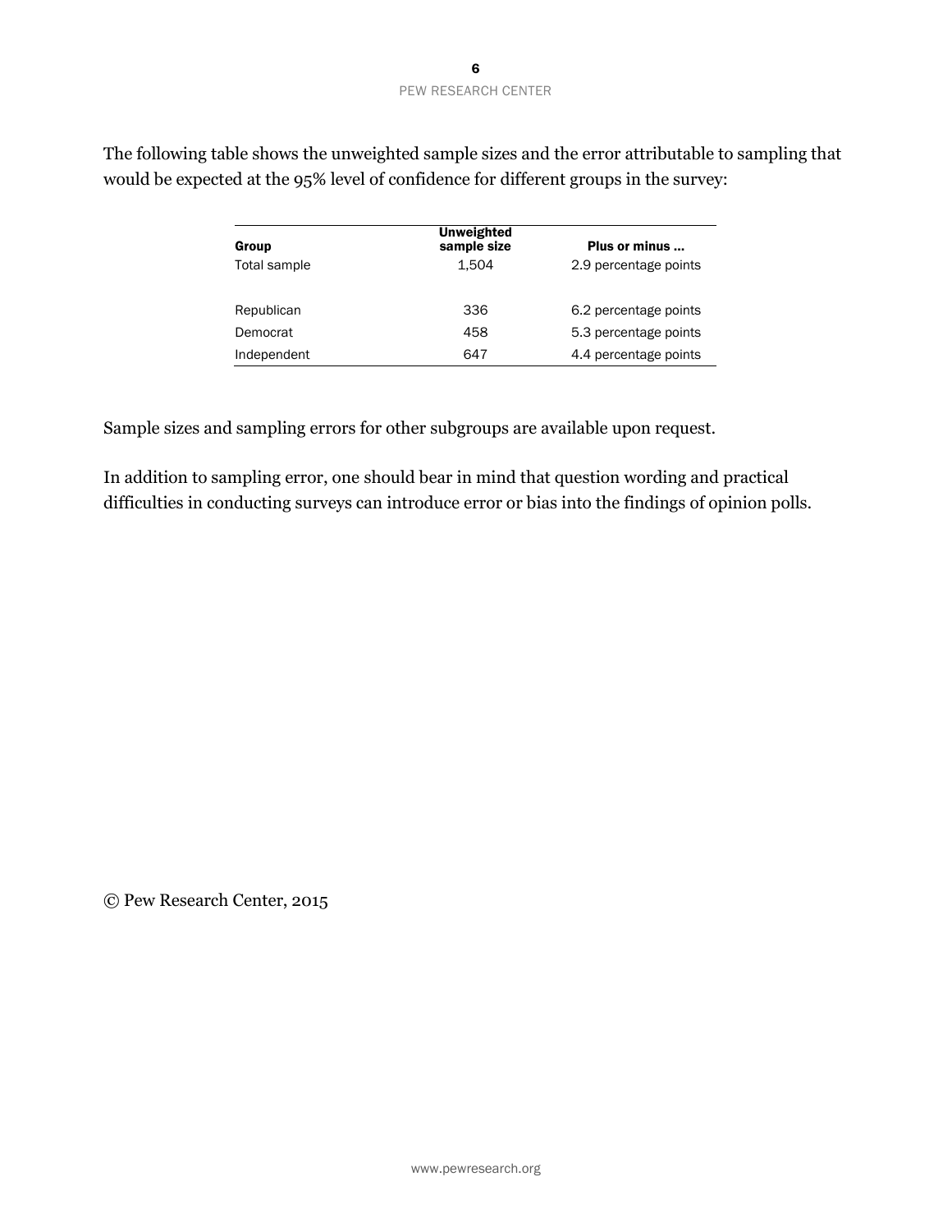The following table shows the unweighted sample sizes and the error attributable to sampling that would be expected at the 95% level of confidence for different groups in the survey:

| Group | Unweighted sample size | Plus or minus ... |
|---|---|---|
| Total sample | 1,504 | 2.9 percentage points |
| | | |
| Republican | 336 | 6.2 percentage points |
| Democrat | 458 | 5.3 percentage points |
| Independent | 647 | 4.4 percentage points |

Sample sizes and sampling errors for other subgroups are available upon request.

In addition to sampling error, one should bear in mind that question wording and practical difficulties in conducting surveys can introduce error or bias into the findings of opinion polls.

© Pew Research Center, 2015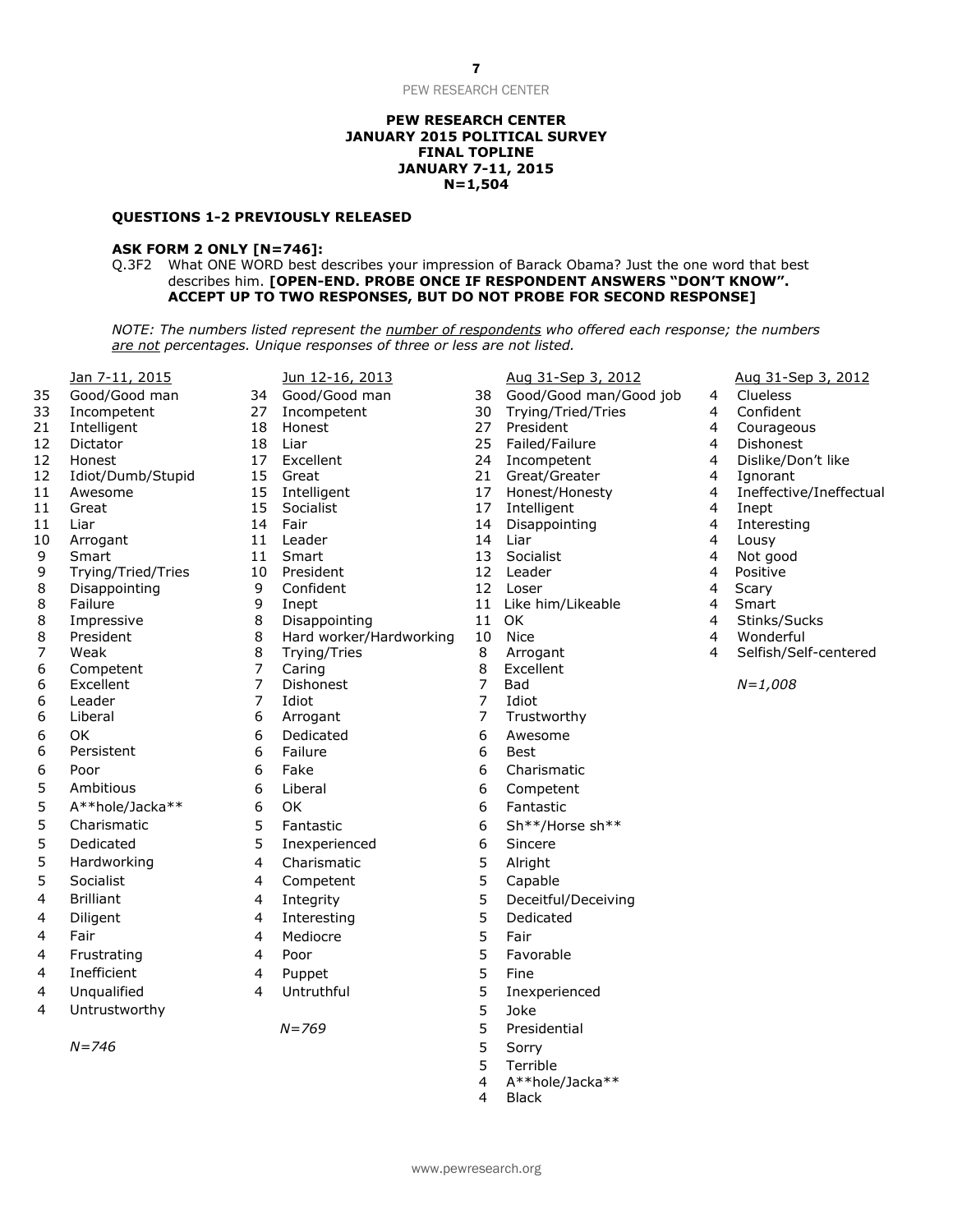**PEW RESEARCH CENTER**
**JANUARY 2015 POLITICAL SURVEY**
**FINAL TOPLINE**
**JANUARY 7-11, 2015**
**N=1,504**

**QUESTIONS 1-2 PREVIOUSLY RELEASED**

**ASK FORM 2 ONLY [N=746]:**

Q.3F2 What ONE WORD best describes your impression of Barack Obama? Just the one word that best describes him. **[OPEN-END. PROBE ONCE IF RESPONDENT ANSWERS "DON'T KNOW". ACCEPT UP TO TWO RESPONSES, BUT DO NOT PROBE FOR SECOND RESPONSE]**

*NOTE: The numbers listed represent the number of respondents who offered each response; the numbers are not percentages. Unique responses of three or less are not listed.*

**Jan 7-11, 2015**

| | |
|---|---|
| 35 | Good/Good man |
| 33 | Incompetent |
| 21 | Intelligent |
| 12 | Dictator |
| 12 | Honest |
| 12 | Idiot/Dumb/Stupid |
| 11 | Awesome |
| 11 | Great |
| 11 | Liar |
| 10 | Arrogant |
| 9 | Smart |
| 9 | Trying/Tried/Tries |
| 8 | Disappointing |
| 8 | Failure |
| 8 | Impressive |
| 8 | President |
| 7 | Weak |
| 6 | Competent |
| 6 | Excellent |
| 6 | Leader |
| 6 | Liberal |
| 6 | OK |
| 6 | Persistent |
| 6 | Poor |
| 5 | Ambitious |
| 5 | A**hole/Jacka** |
| 5 | Charismatic |
| 5 | Dedicated |
| 5 | Hardworking |
| 5 | Socialist |
| 4 | Brilliant |
| 4 | Diligent |
| 4 | Fair |
| 4 | Frustrating |
| 4 | Inefficient |
| 4 | Unqualified |
| 4 | Untrustworthy |

*N=746*

**Jun 12-16, 2013**

| | |
|---|---|
| 34 | Good/Good man |
| 27 | Incompetent |
| 18 | Honest |
| 18 | Liar |
| 17 | Excellent |
| 15 | Great |
| 15 | Intelligent |
| 15 | Socialist |
| 14 | Fair |
| 11 | Leader |
| 11 | Smart |
| 10 | President |
| 9 | Confident |
| 9 | Inept |
| 8 | Disappointing |
| 8 | Hard worker/Hardworking |
| 8 | Trying/Tries |
| 7 | Caring |
| 7 | Dishonest |
| 7 | Idiot |
| 6 | Arrogant |
| 6 | Dedicated |
| 6 | Failure |
| 6 | Fake |
| 6 | Liberal |
| 6 | OK |
| 5 | Fantastic |
| 5 | Inexperienced |
| 4 | Charismatic |
| 4 | Competent |
| 4 | Integrity |
| 4 | Interesting |
| 4 | Mediocre |
| 4 | Poor |
| 4 | Puppet |
| 4 | Untruthful |

*N=769*

**Aug 31-Sep 3, 2012**

| | |
|---|---|
| 38 | Good/Good man/Good job |
| 30 | Trying/Tried/Tries |
| 27 | President |
| 25 | Failed/Failure |
| 24 | Incompetent |
| 21 | Great/Greater |
| 17 | Honest/Honesty |
| 17 | Intelligent |
| 14 | Disappointing |
| 14 | Liar |
| 13 | Socialist |
| 12 | Leader |
| 12 | Loser |
| 11 | Like him/Likeable |
| 11 | OK |
| 10 | Nice |
| 8 | Arrogant |
| 8 | Excellent |
| 7 | Bad |
| 7 | Idiot |
| 7 | Trustworthy |
| 6 | Awesome |
| 6 | Best |
| 6 | Charismatic |
| 6 | Competent |
| 6 | Fantastic |
| 6 | Sh**/Horse sh** |
| 6 | Sincere |
| 5 | Alright |
| 5 | Capable |
| 5 | Deceitful/Deceiving |
| 5 | Dedicated |
| 5 | Fair |
| 5 | Favorable |
| 5 | Fine |
| 5 | Inexperienced |
| 5 | Joke |
| 5 | Presidential |
| 5 | Sorry |
| 5 | Terrible |
| 4 | A**hole/Jacka** |
| 4 | Black |

**Aug 31-Sep 3, 2012 (continued)**

| | |
|---|---|
| 4 | Clueless |
| 4 | Confident |
| 4 | Courageous |
| 4 | Dishonest |
| 4 | Dislike/Don't like |
| 4 | Ignorant |
| 4 | Ineffective/Ineffectual |
| 4 | Inept |
| 4 | Interesting |
| 4 | Lousy |
| 4 | Not good |
| 4 | Positive |
| 4 | Scary |
| 4 | Smart |
| 4 | Stinks/Sucks |
| 4 | Wonderful |
| 4 | Selfish/Self-centered |

*N=1,008*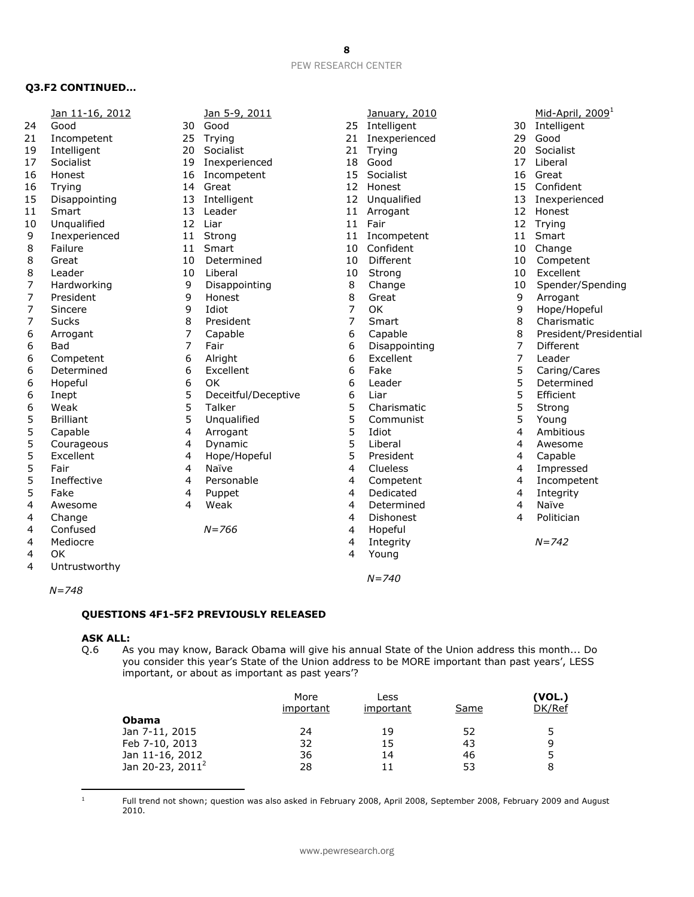**Q3.F2 CONTINUED…**

| Jan 11-16, 2012 | | Jan 5-9, 2011 | | January, 2010 | | Mid-April, 2009[1] | |
|---|---|---|---|---|---|---|---|
| 24 | Good | 30 | Good | 25 | Intelligent | 30 | Intelligent |
| 21 | Incompetent | 25 | Trying | 21 | Inexperienced | 29 | Good |
| 19 | Intelligent | 20 | Socialist | 21 | Trying | 20 | Socialist |
| 17 | Socialist | 19 | Inexperienced | 18 | Good | 17 | Liberal |
| 16 | Honest | 16 | Incompetent | 15 | Socialist | 16 | Great |
| 16 | Trying | 14 | Great | 12 | Honest | 15 | Confident |
| 15 | Disappointing | 13 | Intelligent | 12 | Unqualified | 13 | Inexperienced |
| 11 | Smart | 13 | Leader | 11 | Arrogant | 12 | Honest |
| 10 | Unqualified | 12 | Liar | 11 | Fair | 12 | Trying |
| 9 | Inexperienced | 11 | Strong | 11 | Incompetent | 11 | Smart |
| 8 | Failure | 11 | Smart | 10 | Confident | 10 | Change |
| 8 | Great | 10 | Determined | 10 | Different | 10 | Competent |
| 8 | Leader | 10 | Liberal | 10 | Strong | 10 | Excellent |
| 7 | Hardworking | 9 | Disappointing | 8 | Change | 10 | Spender/Spending |
| 7 | President | 9 | Honest | 8 | Great | 9 | Arrogant |
| 7 | Sincere | 9 | Idiot | 7 | OK | 9 | Hope/Hopeful |
| 7 | Sucks | 8 | President | 7 | Smart | 8 | Charismatic |
| 6 | Arrogant | 7 | Capable | 6 | Capable | 8 | President/Presidential |
| 6 | Bad | 7 | Fair | 6 | Disappointing | 7 | Different |
| 6 | Competent | 6 | Alright | 6 | Excellent | 7 | Leader |
| 6 | Determined | 6 | Excellent | 6 | Fake | 5 | Caring/Cares |
| 6 | Hopeful | 6 | OK | 6 | Leader | 5 | Determined |
| 6 | Inept | 5 | Deceitful/Deceptive | 6 | Liar | 5 | Efficient |
| 6 | Weak | 5 | Talker | 5 | Charismatic | 5 | Strong |
| 5 | Brilliant | 5 | Unqualified | 5 | Communist | 5 | Young |
| 5 | Capable | 4 | Arrogant | 5 | Idiot | 4 | Ambitious |
| 5 | Courageous | 4 | Dynamic | 5 | Liberal | 4 | Awesome |
| 5 | Excellent | 4 | Hope/Hopeful | 5 | President | 4 | Capable |
| 5 | Fair | 4 | Naïve | 4 | Clueless | 4 | Impressed |
| 5 | Ineffective | 4 | Personable | 4 | Competent | 4 | Incompetent |
| 5 | Fake | 4 | Puppet | 4 | Dedicated | 4 | Integrity |
| 4 | Awesome | 4 | Weak | 4 | Determined | 4 | Naïve |
| 4 | Change | | | 4 | Dishonest | 4 | Politician |
| 4 | Confused | | *N=766* | 4 | Hopeful | | |
| 4 | Mediocre | | | 4 | Integrity | | *N=742* |
| 4 | OK | | | 4 | Young | | |
| 4 | Untrustworthy | | | | | | |
| | | | | | *N=740* | | |
| | *N=748* | | | | | | |

**QUESTIONS 4F1-5F2 PREVIOUSLY RELEASED**

**ASK ALL:**

Q.6 As you may know, Barack Obama will give his annual State of the Union address this month... Do you consider this year's State of the Union address to be MORE important than past years', LESS important, or about as important as past years'?

| | More important | Less important | Same | (VOL.) DK/Ref |
|---|---|---|---|---|
| **Obama** | | | | |
| Jan 7-11, 2015 | 24 | 19 | 52 | 5 |
| Feb 7-10, 2013 | 32 | 15 | 43 | 9 |
| Jan 11-16, 2012 | 36 | 14 | 46 | 5 |
| Jan 20-23, 2011[2] | 28 | 11 | 53 | 8 |

[1] Full trend not shown; question was also asked in February 2008, April 2008, September 2008, February 2009 and August 2010.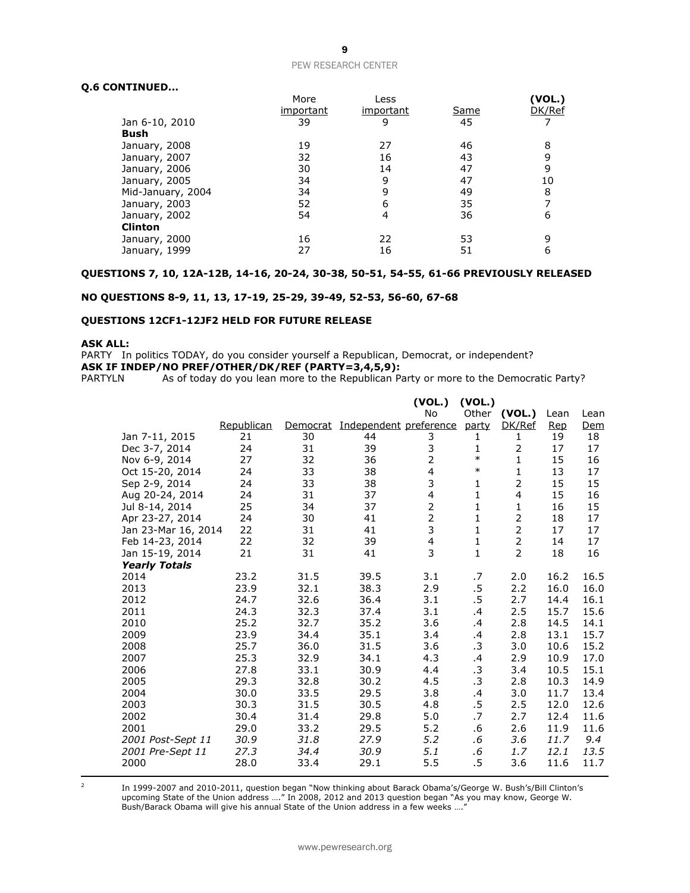**Q.6 CONTINUED…**

| | More important | Less important | Same | (VOL.) DK/Ref |
|---|---|---|---|---|
| Jan 6-10, 2010 | 39 | 9 | 45 | 7 |
| **Bush** | | | | |
| January, 2008 | 19 | 27 | 46 | 8 |
| January, 2007 | 32 | 16 | 43 | 9 |
| January, 2006 | 30 | 14 | 47 | 9 |
| January, 2005 | 34 | 9 | 47 | 10 |
| Mid-January, 2004 | 34 | 9 | 49 | 8 |
| January, 2003 | 52 | 6 | 35 | 7 |
| January, 2002 | 54 | 4 | 36 | 6 |
| **Clinton** | | | | |
| January, 2000 | 16 | 22 | 53 | 9 |
| January, 1999 | 27 | 16 | 51 | 6 |

**QUESTIONS 7, 10, 12A-12B, 14-16, 20-24, 30-38, 50-51, 54-55, 61-66 PREVIOUSLY RELEASED**

**NO QUESTIONS 8-9, 11, 13, 17-19, 25-29, 39-49, 52-53, 56-60, 67-68**

**QUESTIONS 12CF1-12JF2 HELD FOR FUTURE RELEASE**

**ASK ALL:**
PARTY In politics TODAY, do you consider yourself a Republican, Democrat, or independent?
**ASK IF INDEP/NO PREF/OTHER/DK/REF (PARTY=3,4,5,9):**
PARTYLN As of today do you lean more to the Republican Party or more to the Democratic Party?

| | Republican | Democrat | Independent | (VOL.) No preference | (VOL.) Other party | (VOL.) DK/Ref | Lean Rep | Lean Dem |
|---|---|---|---|---|---|---|---|---|
| Jan 7-11, 2015 | 21 | 30 | 44 | 3 | 1 | 1 | 19 | 18 |
| Dec 3-7, 2014 | 24 | 31 | 39 | 3 | 1 | 2 | 17 | 17 |
| Nov 6-9, 2014 | 27 | 32 | 36 | 2 | * | 1 | 15 | 16 |
| Oct 15-20, 2014 | 24 | 33 | 38 | 4 | * | 1 | 13 | 17 |
| Sep 2-9, 2014 | 24 | 33 | 38 | 3 | 1 | 2 | 15 | 15 |
| Aug 20-24, 2014 | 24 | 31 | 37 | 4 | 1 | 4 | 15 | 16 |
| Jul 8-14, 2014 | 25 | 34 | 37 | 2 | 1 | 1 | 16 | 15 |
| Apr 23-27, 2014 | 24 | 30 | 41 | 2 | 1 | 2 | 18 | 17 |
| Jan 23-Mar 16, 2014 | 22 | 31 | 41 | 3 | 1 | 2 | 17 | 17 |
| Feb 14-23, 2014 | 22 | 32 | 39 | 4 | 1 | 2 | 14 | 17 |
| Jan 15-19, 2014 | 21 | 31 | 41 | 3 | 1 | 2 | 18 | 16 |
| ***Yearly Totals*** | | | | | | | | |
| 2014 | 23.2 | 31.5 | 39.5 | 3.1 | .7 | 2.0 | 16.2 | 16.5 |
| 2013 | 23.9 | 32.1 | 38.3 | 2.9 | .5 | 2.2 | 16.0 | 16.0 |
| 2012 | 24.7 | 32.6 | 36.4 | 3.1 | .5 | 2.7 | 14.4 | 16.1 |
| 2011 | 24.3 | 32.3 | 37.4 | 3.1 | .4 | 2.5 | 15.7 | 15.6 |
| 2010 | 25.2 | 32.7 | 35.2 | 3.6 | .4 | 2.8 | 14.5 | 14.1 |
| 2009 | 23.9 | 34.4 | 35.1 | 3.4 | .4 | 2.8 | 13.1 | 15.7 |
| 2008 | 25.7 | 36.0 | 31.5 | 3.6 | .3 | 3.0 | 10.6 | 15.2 |
| 2007 | 25.3 | 32.9 | 34.1 | 4.3 | .4 | 2.9 | 10.9 | 17.0 |
| 2006 | 27.8 | 33.1 | 30.9 | 4.4 | .3 | 3.4 | 10.5 | 15.1 |
| 2005 | 29.3 | 32.8 | 30.2 | 4.5 | .3 | 2.8 | 10.3 | 14.9 |
| 2004 | 30.0 | 33.5 | 29.5 | 3.8 | .4 | 3.0 | 11.7 | 13.4 |
| 2003 | 30.3 | 31.5 | 30.5 | 4.8 | .5 | 2.5 | 12.0 | 12.6 |
| 2002 | 30.4 | 31.4 | 29.8 | 5.0 | .7 | 2.7 | 12.4 | 11.6 |
| 2001 | 29.0 | 33.2 | 29.5 | 5.2 | .6 | 2.6 | 11.9 | 11.6 |
| *2001 Post-Sept 11* | *30.9* | *31.8* | *27.9* | *5.2* | *.6* | *3.6* | *11.7* | *9.4* |
| *2001 Pre-Sept 11* | *27.3* | *34.4* | *30.9* | *5.1* | *.6* | *1.7* | *12.1* | *13.5* |
| 2000 | 28.0 | 33.4 | 29.1 | 5.5 | .5 | 3.6 | 11.6 | 11.7 |

[2] In 1999-2007 and 2010-2011, question began "Now thinking about Barack Obama's/George W. Bush's/Bill Clinton's upcoming State of the Union address …." In 2008, 2012 and 2013 question began "As you may know, George W. Bush/Barack Obama will give his annual State of the Union address in a few weeks …."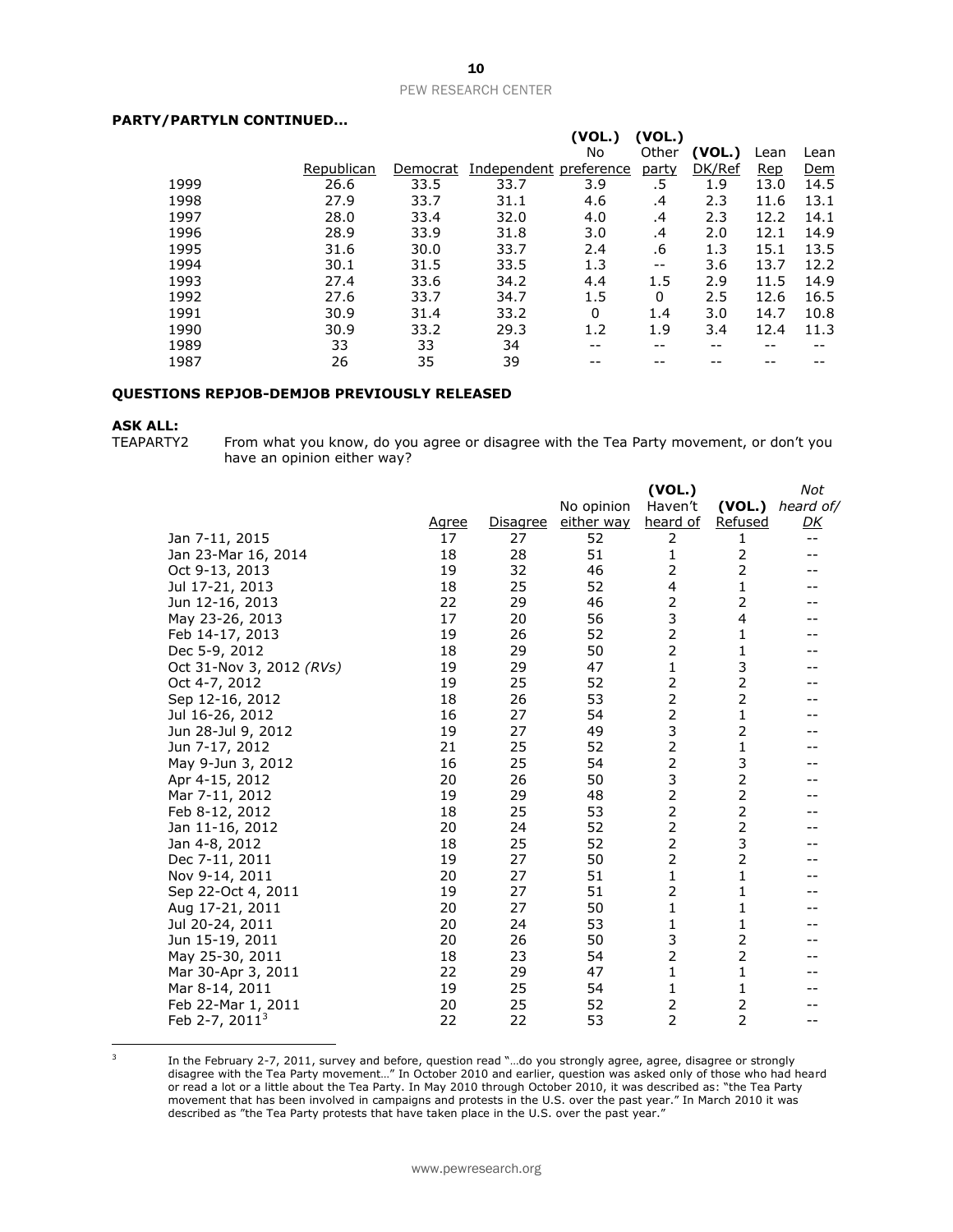**PARTY/PARTYLN CONTINUED...**

| | Republican | Democrat | Independent | (VOL.) No preference | (VOL.) Other party | (VOL.) DK/Ref | Lean Rep | Lean Dem |
|---|---|---|---|---|---|---|---|---|
| 1999 | 26.6 | 33.5 | 33.7 | 3.9 | .5 | 1.9 | 13.0 | 14.5 |
| 1998 | 27.9 | 33.7 | 31.1 | 4.6 | .4 | 2.3 | 11.6 | 13.1 |
| 1997 | 28.0 | 33.4 | 32.0 | 4.0 | .4 | 2.3 | 12.2 | 14.1 |
| 1996 | 28.9 | 33.9 | 31.8 | 3.0 | .4 | 2.0 | 12.1 | 14.9 |
| 1995 | 31.6 | 30.0 | 33.7 | 2.4 | .6 | 1.3 | 15.1 | 13.5 |
| 1994 | 30.1 | 31.5 | 33.5 | 1.3 | -- | 3.6 | 13.7 | 12.2 |
| 1993 | 27.4 | 33.6 | 34.2 | 4.4 | 1.5 | 2.9 | 11.5 | 14.9 |
| 1992 | 27.6 | 33.7 | 34.7 | 1.5 | 0 | 2.5 | 12.6 | 16.5 |
| 1991 | 30.9 | 31.4 | 33.2 | 0 | 1.4 | 3.0 | 14.7 | 10.8 |
| 1990 | 30.9 | 33.2 | 29.3 | 1.2 | 1.9 | 3.4 | 12.4 | 11.3 |
| 1989 | 33 | 33 | 34 | -- | -- | -- | -- | -- |
| 1987 | 26 | 35 | 39 | -- | -- | -- | -- | -- |

**QUESTIONS REPJOB-DEMJOB PREVIOUSLY RELEASED**

**ASK ALL:**

TEAPARTY2 From what you know, do you agree or disagree with the Tea Party movement, or don't you have an opinion either way?

| | Agree | Disagree | No opinion either way | (VOL.) Haven't heard of | (VOL.) Refused | *Not heard of/ DK* |
|---|---|---|---|---|---|---|
| Jan 7-11, 2015 | 17 | 27 | 52 | 2 | 1 | -- |
| Jan 23-Mar 16, 2014 | 18 | 28 | 51 | 1 | 2 | -- |
| Oct 9-13, 2013 | 19 | 32 | 46 | 2 | 2 | -- |
| Jul 17-21, 2013 | 18 | 25 | 52 | 4 | 1 | -- |
| Jun 12-16, 2013 | 22 | 29 | 46 | 2 | 2 | -- |
| May 23-26, 2013 | 17 | 20 | 56 | 3 | 4 | -- |
| Feb 14-17, 2013 | 19 | 26 | 52 | 2 | 1 | -- |
| Dec 5-9, 2012 | 18 | 29 | 50 | 2 | 1 | -- |
| Oct 31-Nov 3, 2012 *(RVs)* | 19 | 29 | 47 | 1 | 3 | -- |
| Oct 4-7, 2012 | 19 | 25 | 52 | 2 | 2 | -- |
| Sep 12-16, 2012 | 18 | 26 | 53 | 2 | 2 | -- |
| Jul 16-26, 2012 | 16 | 27 | 54 | 2 | 1 | -- |
| Jun 28-Jul 9, 2012 | 19 | 27 | 49 | 3 | 2 | -- |
| Jun 7-17, 2012 | 21 | 25 | 52 | 2 | 1 | -- |
| May 9-Jun 3, 2012 | 16 | 25 | 54 | 2 | 3 | -- |
| Apr 4-15, 2012 | 20 | 26 | 50 | 3 | 2 | -- |
| Mar 7-11, 2012 | 19 | 29 | 48 | 2 | 2 | -- |
| Feb 8-12, 2012 | 18 | 25 | 53 | 2 | 2 | -- |
| Jan 11-16, 2012 | 20 | 24 | 52 | 2 | 2 | -- |
| Jan 4-8, 2012 | 18 | 25 | 52 | 2 | 3 | -- |
| Dec 7-11, 2011 | 19 | 27 | 50 | 2 | 2 | -- |
| Nov 9-14, 2011 | 20 | 27 | 51 | 1 | 1 | -- |
| Sep 22-Oct 4, 2011 | 19 | 27 | 51 | 2 | 1 | -- |
| Aug 17-21, 2011 | 20 | 27 | 50 | 1 | 1 | -- |
| Jul 20-24, 2011 | 20 | 24 | 53 | 1 | 1 | -- |
| Jun 15-19, 2011 | 20 | 26 | 50 | 3 | 2 | -- |
| May 25-30, 2011 | 18 | 23 | 54 | 2 | 2 | -- |
| Mar 30-Apr 3, 2011 | 22 | 29 | 47 | 1 | 1 | -- |
| Mar 8-14, 2011 | 19 | 25 | 54 | 1 | 1 | -- |
| Feb 22-Mar 1, 2011 | 20 | 25 | 52 | 2 | 2 | -- |
| Feb 2-7, 2011[3] | 22 | 22 | 53 | 2 | 2 | -- |

[3] In the February 2-7, 2011, survey and before, question read "…do you strongly agree, agree, disagree or strongly disagree with the Tea Party movement…" In October 2010 and earlier, question was asked only of those who had heard or read a lot or a little about the Tea Party. In May 2010 through October 2010, it was described as: "the Tea Party movement that has been involved in campaigns and protests in the U.S. over the past year." In March 2010 it was described as "the Tea Party protests that have taken place in the U.S. over the past year."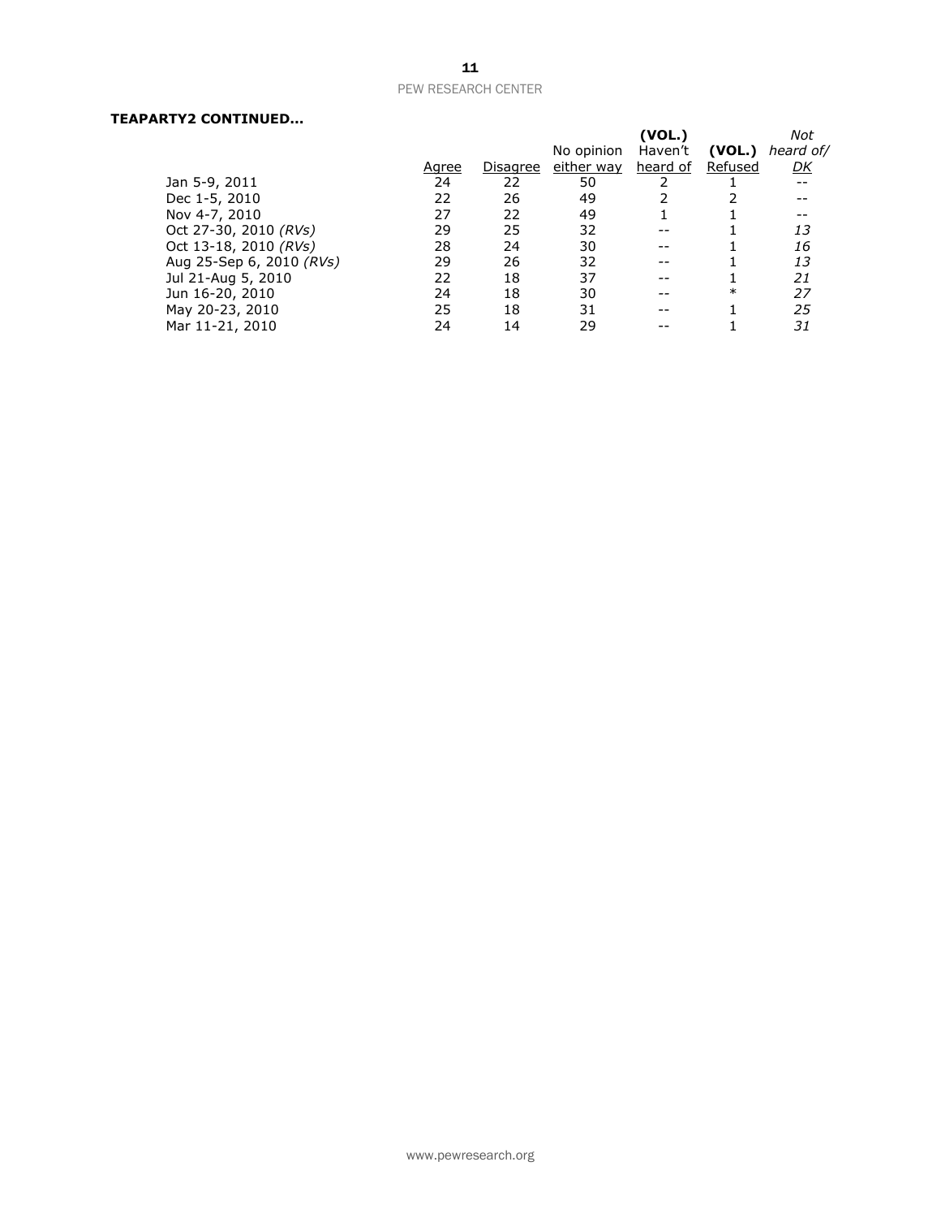**TEAPARTY2 CONTINUED…**

| | Agree | Disagree | No opinion either way | **(VOL.)** Haven't heard of | **(VOL.)** Refused | *Not heard of/ DK* |
|---|---|---|---|---|---|---|
| Jan 5-9, 2011 | 24 | 22 | 50 | 2 | 1 | -- |
| Dec 1-5, 2010 | 22 | 26 | 49 | 2 | 2 | -- |
| Nov 4-7, 2010 | 27 | 22 | 49 | 1 | 1 | -- |
| Oct 27-30, 2010 *(RVs)* | 29 | 25 | 32 | -- | 1 | *13* |
| Oct 13-18, 2010 *(RVs)* | 28 | 24 | 30 | -- | 1 | *16* |
| Aug 25-Sep 6, 2010 *(RVs)* | 29 | 26 | 32 | -- | 1 | *13* |
| Jul 21-Aug 5, 2010 | 22 | 18 | 37 | -- | 1 | *21* |
| Jun 16-20, 2010 | 24 | 18 | 30 | -- | * | *27* |
| May 20-23, 2010 | 25 | 18 | 31 | -- | 1 | *25* |
| Mar 11-21, 2010 | 24 | 14 | 29 | -- | 1 | *31* |